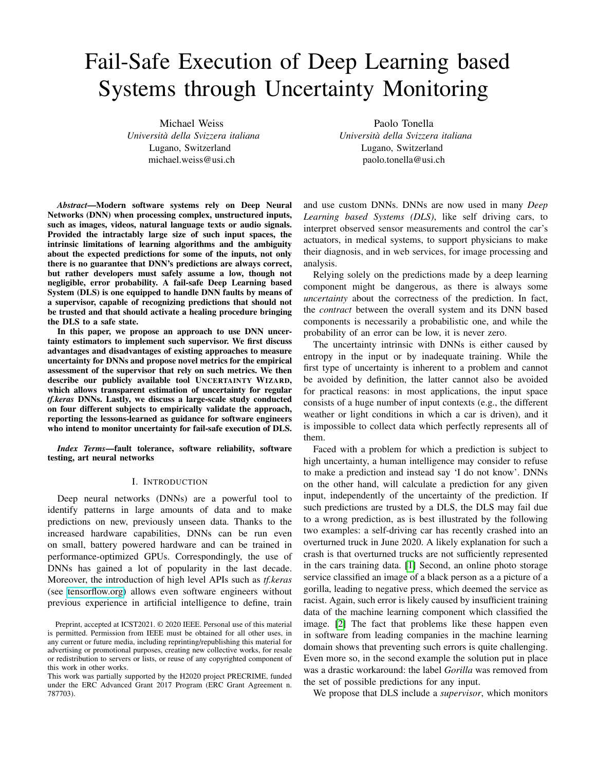# Fail-Safe Execution of Deep Learning based Systems through Uncertainty Monitoring

Michael Weiss
*Università della Svizzera italiana*
Lugano, Switzerland
michael.weiss@usi.ch

Paolo Tonella
*Università della Svizzera italiana*
Lugano, Switzerland
paolo.tonella@usi.ch

***Abstract*—Modern software systems rely on Deep Neural Networks (DNN) when processing complex, unstructured inputs, such as images, videos, natural language texts or audio signals. Provided the intractably large size of such input spaces, the intrinsic limitations of learning algorithms and the ambiguity about the expected predictions for some of the inputs, not only there is no guarantee that DNN's predictions are always correct, but rather developers must safely assume a low, though not negligible, error probability. A fail-safe Deep Learning based System (DLS) is one equipped to handle DNN faults by means of a supervisor, capable of recognizing predictions that should not be trusted and that should activate a healing procedure bringing the DLS to a safe state.**

**In this paper, we propose an approach to use DNN uncertainty estimators to implement such supervisor. We first discuss advantages and disadvantages of existing approaches to measure uncertainty for DNNs and propose novel metrics for the empirical assessment of the supervisor that rely on such metrics. We then describe our publicly available tool UNCERTAINTY WIZARD, which allows transparent estimation of uncertainty for regular *tf.keras* DNNs. Lastly, we discuss a large-scale study conducted on four different subjects to empirically validate the approach, reporting the lessons-learned as guidance for software engineers who intend to monitor uncertainty for fail-safe execution of DLS.**

***Index Terms*—fault tolerance, software reliability, software testing, art neural networks**

## I. Introduction

Deep neural networks (DNNs) are a powerful tool to identify patterns in large amounts of data and to make predictions on new, previously unseen data. Thanks to the increased hardware capabilities, DNNs can be run even on small, battery powered hardware and can be trained in performance-optimized GPUs. Correspondingly, the use of DNNs has gained a lot of popularity in the last decade. Moreover, the introduction of high level APIs such as *tf.keras* (see tensorflow.org) allows even software engineers without previous experience in artificial intelligence to define, train and use custom DNNs. DNNs are now used in many *Deep Learning based Systems (DLS)*, like self driving cars, to interpret observed sensor measurements and control the car's actuators, in medical systems, to support physicians to make their diagnosis, and in web services, for image processing and analysis.

Relying solely on the predictions made by a deep learning component might be dangerous, as there is always some *uncertainty* about the correctness of the prediction. In fact, the *contract* between the overall system and its DNN based components is necessarily a probabilistic one, and while the probability of an error can be low, it is never zero.

The uncertainty intrinsic with DNNs is either caused by entropy in the input or by inadequate training. While the first type of uncertainty is inherent to a problem and cannot be avoided by definition, the latter cannot also be avoided for practical reasons: in most applications, the input space consists of a huge number of input contexts (e.g., the different weather or light conditions in which a car is driven), and it is impossible to collect data which perfectly represents all of them.

Faced with a problem for which a prediction is subject to high uncertainty, a human intelligence may consider to refuse to make a prediction and instead say 'I do not know'. DNNs on the other hand, will calculate a prediction for any given input, independently of the uncertainty of the prediction. If such predictions are trusted by a DLS, the DLS may fail due to a wrong prediction, as is best illustrated by the following two examples: a self-driving car has recently crashed into an overturned truck in June 2020. A likely explanation for such a crash is that overturned trucks are not sufficiently represented in the cars training data. [1] Second, an online photo storage service classified an image of a black person as a a picture of a gorilla, leading to negative press, which deemed the service as racist. Again, such error is likely caused by insufficient training data of the machine learning component which classified the image. [2] The fact that problems like these happen even in software from leading companies in the machine learning domain shows that preventing such errors is quite challenging. Even more so, in the second example the solution put in place was a drastic workaround: the label *Gorilla* was removed from the set of possible predictions for any input.

We propose that DLS include a *supervisor*, which monitors

Preprint, accepted at ICST2021. © 2020 IEEE. Personal use of this material is permitted. Permission from IEEE must be obtained for all other uses, in any current or future media, including reprinting/republishing this material for advertising or promotional purposes, creating new collective works, for resale or redistribution to servers or lists, or reuse of any copyrighted component of this work in other works.

This work was partially supported by the H2020 project PRECRIME, funded under the ERC Advanced Grant 2017 Program (ERC Grant Agreement n. 787703).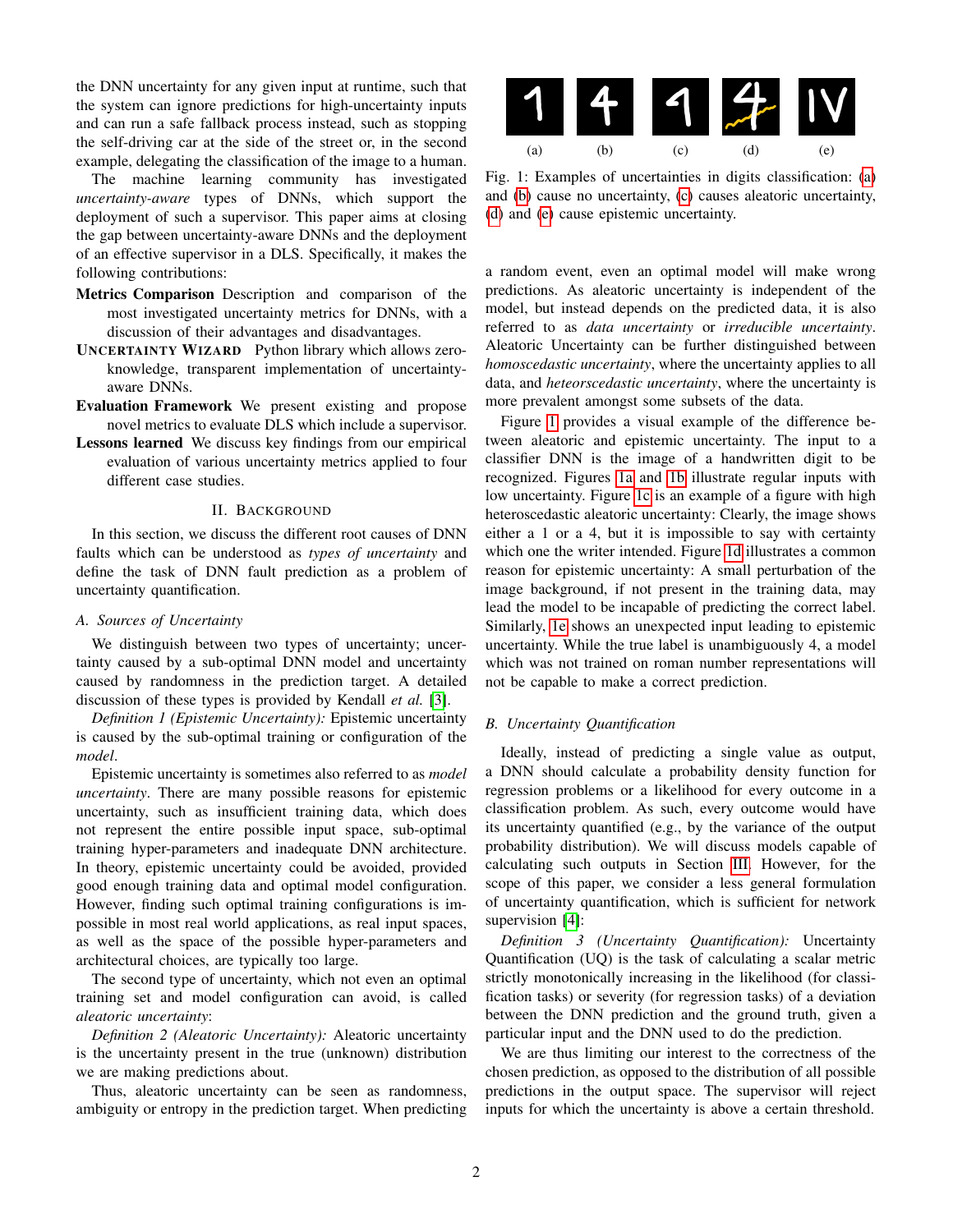the DNN uncertainty for any given input at runtime, such that the system can ignore predictions for high-uncertainty inputs and can run a safe fallback process instead, such as stopping the self-driving car at the side of the street or, in the second example, delegating the classification of the image to a human.

The machine learning community has investigated *uncertainty-aware* types of DNNs, which support the deployment of such a supervisor. This paper aims at closing the gap between uncertainty-aware DNNs and the deployment of an effective supervisor in a DLS. Specifically, it makes the following contributions:

- **Metrics Comparison** Description and comparison of the most investigated uncertainty metrics for DNNs, with a discussion of their advantages and disadvantages.
- **Uncertainty Wizard** Python library which allows zero-knowledge, transparent implementation of uncertainty-aware DNNs.
- **Evaluation Framework** We present existing and propose novel metrics to evaluate DLS which include a supervisor.
- **Lessons learned** We discuss key findings from our empirical evaluation of various uncertainty metrics applied to four different case studies.

## II. Background

In this section, we discuss the different root causes of DNN faults which can be understood as *types of uncertainty* and define the task of DNN fault prediction as a problem of uncertainty quantification.

### A. Sources of Uncertainty

We distinguish between two types of uncertainty; uncertainty caused by a sub-optimal DNN model and uncertainty caused by randomness in the prediction target. A detailed discussion of these types is provided by Kendall *et al.* [3].

*Definition 1 (Epistemic Uncertainty):* Epistemic uncertainty is caused by the sub-optimal training or configuration of the *model*.

Epistemic uncertainty is sometimes also referred to as *model uncertainty*. There are many possible reasons for epistemic uncertainty, such as insufficient training data, which does not represent the entire possible input space, sub-optimal training hyper-parameters and inadequate DNN architecture. In theory, epistemic uncertainty could be avoided, provided good enough training data and optimal model configuration. However, finding such optimal training configurations is impossible in most real world applications, as real input spaces, as well as the space of the possible hyper-parameters and architectural choices, are typically too large.

The second type of uncertainty, which not even an optimal training set and model configuration can avoid, is called *aleatoric uncertainty*:

*Definition 2 (Aleatoric Uncertainty):* Aleatoric uncertainty is the uncertainty present in the true (unknown) distribution we are making predictions about.

Thus, aleatoric uncertainty can be seen as randomness, ambiguity or entropy in the prediction target. When predicting

(a) (b) (c) (d) (e)

Fig. 1: Examples of uncertainties in digits classification: (a) and (b) cause no uncertainty, (c) causes aleatoric uncertainty, (d) and (e) cause epistemic uncertainty.

a random event, even an optimal model will make wrong predictions. As aleatoric uncertainty is independent of the model, but instead depends on the predicted data, it is also referred to as *data uncertainty* or *irreducible uncertainty*. Aleatoric Uncertainty can be further distinguished between *homoscedastic uncertainty*, where the uncertainty applies to all data, and *heteorscedastic uncertainty*, where the uncertainty is more prevalent amongst some subsets of the data.

Figure 1 provides a visual example of the difference between aleatoric and epistemic uncertainty. The input to a classifier DNN is the image of a handwritten digit to be recognized. Figures 1a and 1b illustrate regular inputs with low uncertainty. Figure 1c is an example of a figure with high heteroscedastic aleatoric uncertainty: Clearly, the image shows either a 1 or a 4, but it is impossible to say with certainty which one the writer intended. Figure 1d illustrates a common reason for epistemic uncertainty: A small perturbation of the image background, if not present in the training data, may lead the model to be incapable of predicting the correct label. Similarly, 1e shows an unexpected input leading to epistemic uncertainty. While the true label is unambiguously 4, a model which was not trained on roman number representations will not be capable to make a correct prediction.

### B. Uncertainty Quantification

Ideally, instead of predicting a single value as output, a DNN should calculate a probability density function for regression problems or a likelihood for every outcome in a classification problem. As such, every outcome would have its uncertainty quantified (e.g., by the variance of the output probability distribution). We will discuss models capable of calculating such outputs in Section III. However, for the scope of this paper, we consider a less general formulation of uncertainty quantification, which is sufficient for network supervision [4]:

*Definition 3 (Uncertainty Quantification):* Uncertainty Quantification (UQ) is the task of calculating a scalar metric strictly monotonically increasing in the likelihood (for classification tasks) or severity (for regression tasks) of a deviation between the DNN prediction and the ground truth, given a particular input and the DNN used to do the prediction.

We are thus limiting our interest to the correctness of the chosen prediction, as opposed to the distribution of all possible predictions in the output space. The supervisor will reject inputs for which the uncertainty is above a certain threshold.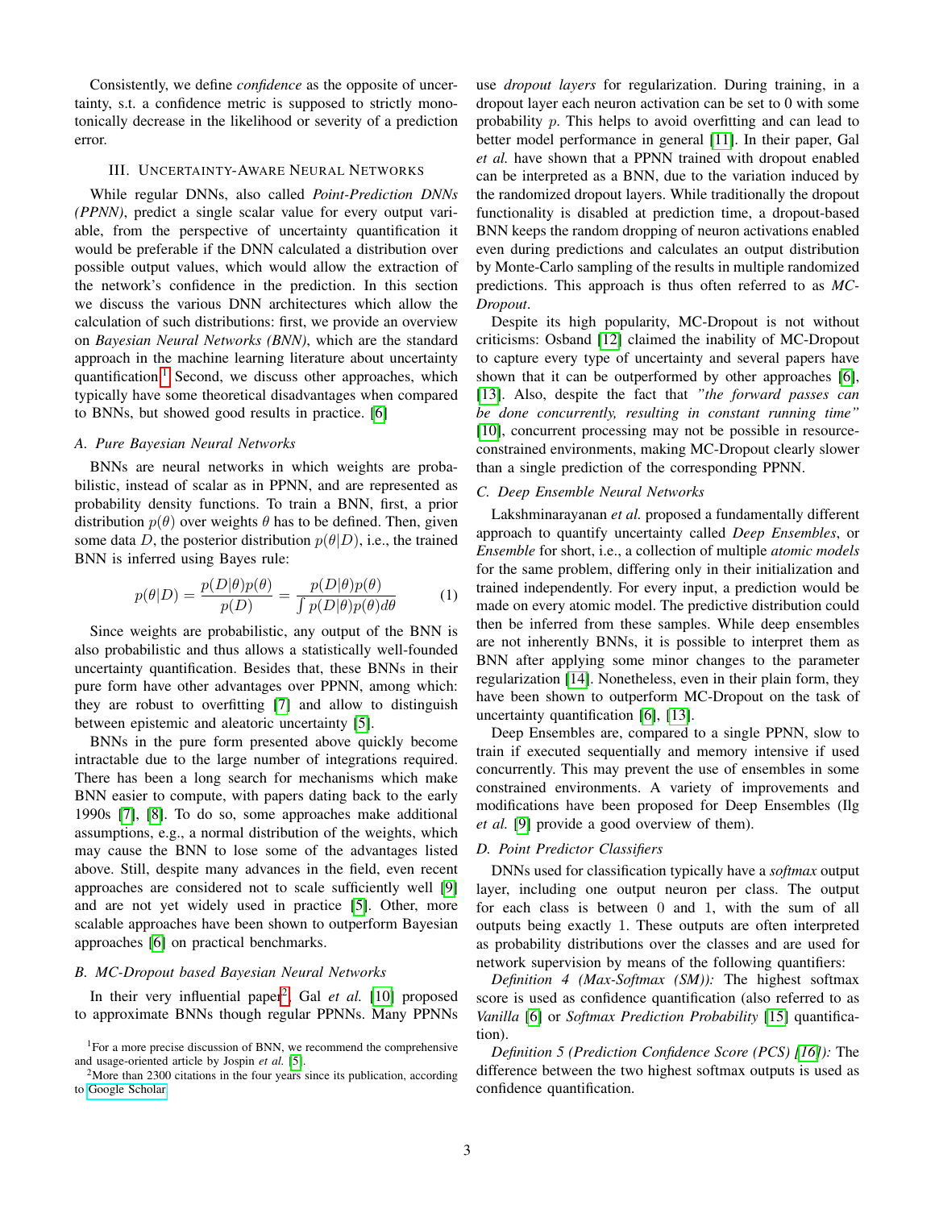Consistently, we define *confidence* as the opposite of uncertainty, s.t. a confidence metric is supposed to strictly monotonically decrease in the likelihood or severity of a prediction error.

## III. Uncertainty-Aware Neural Networks

While regular DNNs, also called *Point-Prediction DNNs (PPNN)*, predict a single scalar value for every output variable, from the perspective of uncertainty quantification it would be preferable if the DNN calculated a distribution over possible output values, which would allow the extraction of the network's confidence in the prediction. In this section we discuss the various DNN architectures which allow the calculation of such distributions: first, we provide an overview on *Bayesian Neural Networks (BNN)*, which are the standard approach in the machine learning literature about uncertainty quantification.[1] Second, we discuss other approaches, which typically have some theoretical disadvantages when compared to BNNs, but showed good results in practice. [6]

### A. Pure Bayesian Neural Networks

BNNs are neural networks in which weights are probabilistic, instead of scalar as in PPNN, and are represented as probability density functions. To train a BNN, first, a prior distribution $p(\theta)$ over weights $\theta$ has to be defined. Then, given some data $D$, the posterior distribution $p(\theta|D)$, i.e., the trained BNN is inferred using Bayes rule:

$$p(\theta|D) = \frac{p(D|\theta)p(\theta)}{p(D)} = \frac{p(D|\theta)p(\theta)}{\int p(D|\theta)p(\theta)d\theta} \tag{1}$$

Since weights are probabilistic, any output of the BNN is also probabilistic and thus allows a statistically well-founded uncertainty quantification. Besides that, these BNNs in their pure form have other advantages over PPNN, among which: they are robust to overfitting [7] and allow to distinguish between epistemic and aleatoric uncertainty [5].

BNNs in the pure form presented above quickly become intractable due to the large number of integrations required. There has been a long search for mechanisms which make BNN easier to compute, with papers dating back to the early 1990s [7], [8]. To do so, some approaches make additional assumptions, e.g., a normal distribution of the weights, which may cause the BNN to lose some of the advantages listed above. Still, despite many advances in the field, even recent approaches are considered not to scale sufficiently well [9] and are not yet widely used in practice [5]. Other, more scalable approaches have been shown to outperform Bayesian approaches [6] on practical benchmarks.

### B. MC-Dropout based Bayesian Neural Networks

In their very influential paper[2], Gal *et al.* [10] proposed to approximate BNNs though regular PPNNs. Many PPNNs use *dropout layers* for regularization. During training, in a dropout layer each neuron activation can be set to 0 with some probability $p$. This helps to avoid overfitting and can lead to better model performance in general [11]. In their paper, Gal *et al.* have shown that a PPNN trained with dropout enabled can be interpreted as a BNN, due to the variation induced by the randomized dropout layers. While traditionally the dropout functionality is disabled at prediction time, a dropout-based BNN keeps the random dropping of neuron activations enabled even during predictions and calculates an output distribution by Monte-Carlo sampling of the results in multiple randomized predictions. This approach is thus often referred to as *MC-Dropout*.

Despite its high popularity, MC-Dropout is not without criticisms: Osband [12] claimed the inability of MC-Dropout to capture every type of uncertainty and several papers have shown that it can be outperformed by other approaches [6], [13]. Also, despite the fact that *"the forward passes can be done concurrently, resulting in constant running time"* [10], concurrent processing may not be possible in resource-constrained environments, making MC-Dropout clearly slower than a single prediction of the corresponding PPNN.

### C. Deep Ensemble Neural Networks

Lakshminarayanan *et al.* proposed a fundamentally different approach to quantify uncertainty called *Deep Ensembles*, or *Ensemble* for short, i.e., a collection of multiple *atomic models* for the same problem, differing only in their initialization and trained independently. For every input, a prediction would be made on every atomic model. The predictive distribution could then be inferred from these samples. While deep ensembles are not inherently BNNs, it is possible to interpret them as BNN after applying some minor changes to the parameter regularization [14]. Nonetheless, even in their plain form, they have been shown to outperform MC-Dropout on the task of uncertainty quantification [6], [13].

Deep Ensembles are, compared to a single PPNN, slow to train if executed sequentially and memory intensive if used concurrently. This may prevent the use of ensembles in some constrained environments. A variety of improvements and modifications have been proposed for Deep Ensembles (Ilg *et al.* [9] provide a good overview of them).

### D. Point Predictor Classifiers

DNNs used for classification typically have a *softmax* output layer, including one output neuron per class. The output for each class is between 0 and 1, with the sum of all outputs being exactly 1. These outputs are often interpreted as probability distributions over the classes and are used for network supervision by means of the following quantifiers:

*Definition 4 (Max-Softmax (SM)):* The highest softmax score is used as confidence quantification (also referred to as *Vanilla* [6] or *Softmax Prediction Probability* [15] quantification).

*Definition 5 (Prediction Confidence Score (PCS) [16]):* The difference between the two highest softmax outputs is used as confidence quantification.

[1] For a more precise discussion of BNN, we recommend the comprehensive and usage-oriented article by Jospin *et al.* [5].

[2] More than 2300 citations in the four years since its publication, according to Google Scholar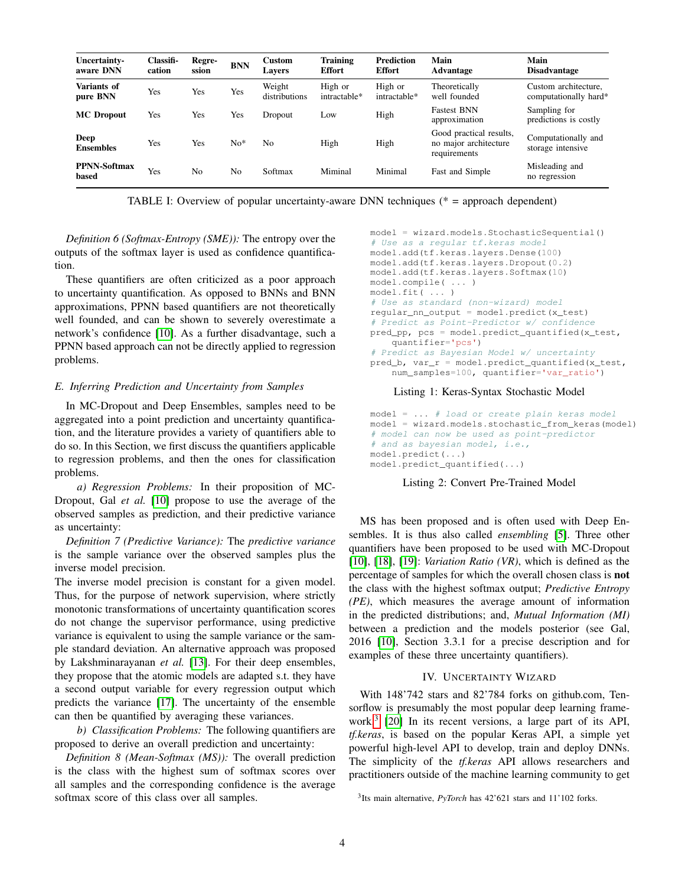| Uncertainty-aware DNN | Classification | Regression | BNN | Custom Layers | Training Effort | Prediction Effort | Main Advantage | Main Disadvantage |
|---|---|---|---|---|---|---|---|---|
| **Variants of pure BNN** | Yes | Yes | Yes | Weight distributions | High or intractable* | High or intractable* | Theoretically well founded | Custom architecture, computationally hard* |
| **MC Dropout** | Yes | Yes | Yes | Dropout | Low | High | Fastest BNN approximation | Sampling for predictions is costly |
| **Deep Ensembles** | Yes | Yes | No* | No | High | High | Good practical results, no major architecture requirements | Computationally and storage intensive |
| **PPNN-Softmax based** | Yes | No | No | Softmax | Miminal | Minimal | Fast and Simple | Misleading and no regression |

TABLE I: Overview of popular uncertainty-aware DNN techniques (* = approach dependent)

*Definition 6 (Softmax-Entropy (SME)):* The entropy over the outputs of the softmax layer is used as confidence quantification.

These quantifiers are often criticized as a poor approach to uncertainty quantification. As opposed to BNNs and BNN approximations, PPNN based quantifiers are not theoretically well founded, and can be shown to severely overestimate a network's confidence [10]. As a further disadvantage, such a PPNN based approach can not be directly applied to regression problems.

### E. Inferring Prediction and Uncertainty from Samples

In MC-Dropout and Deep Ensembles, samples need to be aggregated into a point prediction and uncertainty quantification, and the literature provides a variety of quantifiers able to do so. In this Section, we first discuss the quantifiers applicable to regression problems, and then the ones for classification problems.

*a) Regression Problems:* In their proposition of MC-Dropout, Gal *et al.* [10] propose to use the average of the observed samples as prediction, and their predictive variance as uncertainty:

*Definition 7 (Predictive Variance):* The *predictive variance* is the sample variance over the observed samples plus the inverse model precision.

The inverse model precision is constant for a given model. Thus, for the purpose of network supervision, where strictly monotonic transformations of uncertainty quantification scores do not change the supervisor performance, using predictive variance is equivalent to using the sample variance or the sample standard deviation. An alternative approach was proposed by Lakshminarayanan *et al.* [13]. For their deep ensembles, they propose that the atomic models are adapted s.t. they have a second output variable for every regression output which predicts the variance [17]. The uncertainty of the ensemble can then be quantified by averaging these variances.

*b) Classification Problems:* The following quantifiers are proposed to derive an overall prediction and uncertainty:

*Definition 8 (Mean-Softmax (MS)):* The overall prediction is the class with the highest sum of softmax scores over all samples and the corresponding confidence is the average softmax score of this class over all samples.

```
model = wizard.models.StochasticSequential()
# Use as a regular tf.keras model
model.add(tf.keras.layers.Dense(100)
model.add(tf.keras.layers.Dropout(0.2)
model.add(tf.keras.layers.Softmax(10)
model.compile( ... )
model.fit( ... )
# Use as standard (non-wizard) model
regular_nn_output = model.predict(x_test)
# Predict as Point-Predictor w/ confidence
pred_pp, pcs = model.predict_quantified(x_test,
    quantifier='pcs')
# Predict as Bayesian Model w/ uncertainty
pred_b, var_r = model.predict_quantified(x_test,
    num_samples=100, quantifier='var_ratio')
```

Listing 1: Keras-Syntax Stochastic Model

```
model = ... # load or create plain keras model
model = wizard.models.stochastic_from_keras(model)
# model can now be used as point-predictor
# and as bayesian model, i.e.,
model.predict(...)
model.predict_quantified(...)
```

Listing 2: Convert Pre-Trained Model

MS has been proposed and is often used with Deep Ensembles. It is thus also called *ensembling* [5]. Three other quantifiers have been proposed to be used with MC-Dropout [10], [18], [19]: *Variation Ratio (VR)*, which is defined as the percentage of samples for which the overall chosen class is **not** the class with the highest softmax output; *Predictive Entropy (PE)*, which measures the average amount of information in the predicted distributions; and, *Mutual Information (MI)* between a prediction and the models posterior (see Gal, 2016 [10], Section 3.3.1 for a precise description and for examples of these three uncertainty quantifiers).

## IV. Uncertainty Wizard

With 148'742 stars and 82'784 forks on github.com, Tensorflow is presumably the most popular deep learning framework[3] [20] In its recent versions, a large part of its API, *tf.keras*, is based on the popular Keras API, a simple yet powerful high-level API to develop, train and deploy DNNs. The simplicity of the *tf.keras* API allows researchers and practitioners outside of the machine learning community to get

[3] Its main alternative, *PyTorch* has 42'621 stars and 11'102 forks.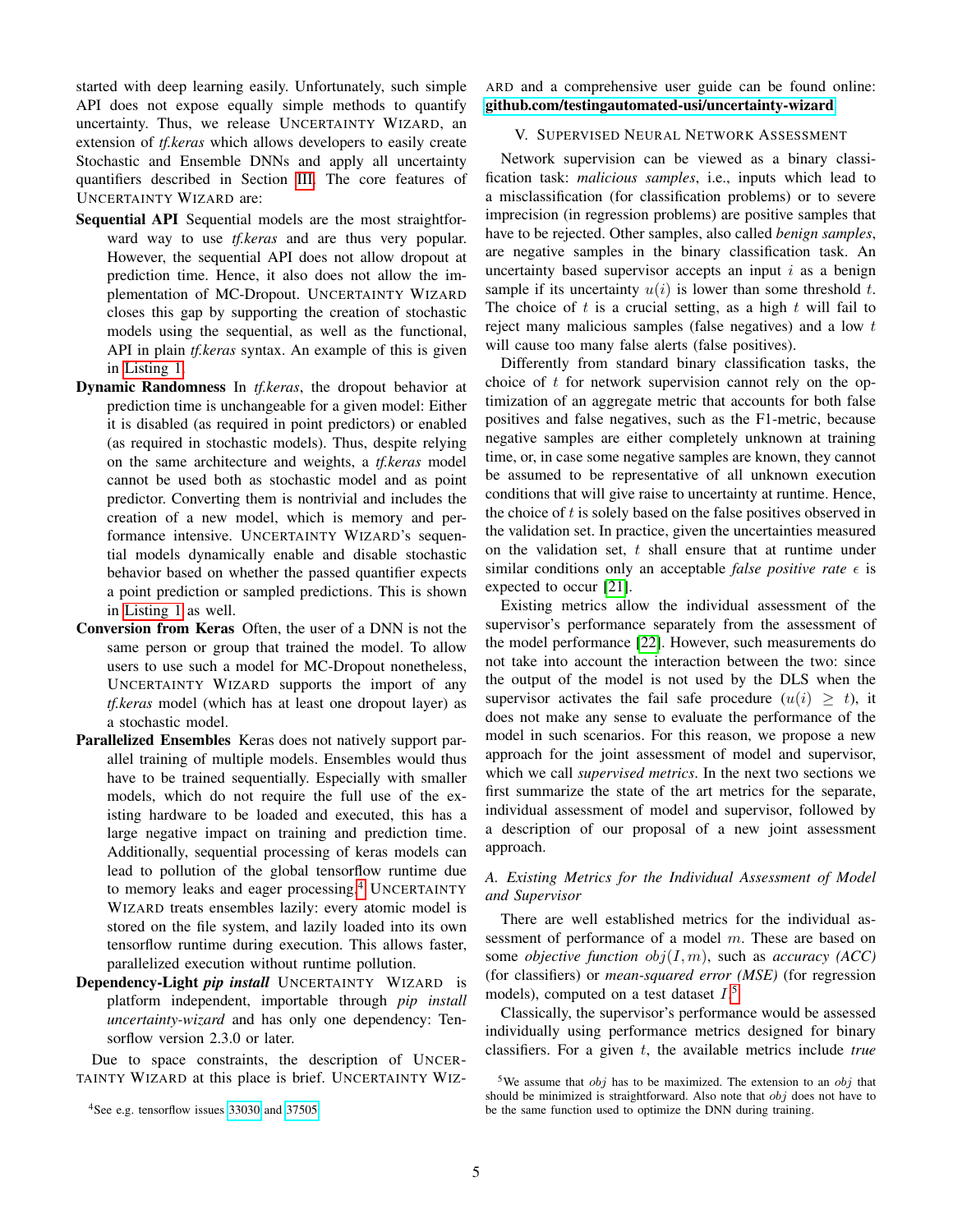started with deep learning easily. Unfortunately, such simple API does not expose equally simple methods to quantify uncertainty. Thus, we release UNCERTAINTY WIZARD, an extension of *tf.keras* which allows developers to easily create Stochastic and Ensemble DNNs and apply all uncertainty quantifiers described in Section III. The core features of UNCERTAINTY WIZARD are:

- **Sequential API** Sequential models are the most straightforward way to use *tf.keras* and are thus very popular. However, the sequential API does not allow dropout at prediction time. Hence, it also does not allow the implementation of MC-Dropout. UNCERTAINTY WIZARD closes this gap by supporting the creation of stochastic models using the sequential, as well as the functional, API in plain *tf.keras* syntax. An example of this is given in Listing 1.
- **Dynamic Randomness** In *tf.keras*, the dropout behavior at prediction time is unchangeable for a given model: Either it is disabled (as required in point predictors) or enabled (as required in stochastic models). Thus, despite relying on the same architecture and weights, a *tf.keras* model cannot be used both as stochastic model and as point predictor. Converting them is nontrivial and includes the creation of a new model, which is memory and performance intensive. UNCERTAINTY WIZARD's sequential models dynamically enable and disable stochastic behavior based on whether the passed quantifier expects a point prediction or sampled predictions. This is shown in Listing 1 as well.
- **Conversion from Keras** Often, the user of a DNN is not the same person or group that trained the model. To allow users to use such a model for MC-Dropout nonetheless, UNCERTAINTY WIZARD supports the import of any *tf.keras* model (which has at least one dropout layer) as a stochastic model.
- **Parallelized Ensembles** Keras does not natively support parallel training of multiple models. Ensembles would thus have to be trained sequentially. Especially with smaller models, which do not require the full use of the existing hardware to be loaded and executed, this has a large negative impact on training and prediction time. Additionally, sequential processing of keras models can lead to pollution of the global tensorflow runtime due to memory leaks and eager processing.[4] UNCERTAINTY WIZARD treats ensembles lazily: every atomic model is stored on the file system, and lazily loaded into its own tensorflow runtime during execution. This allows faster, parallelized execution without runtime pollution.
- **Dependency-Light *pip install*** UNCERTAINTY WIZARD is platform independent, importable through *pip install uncertainty-wizard* and has only one dependency: Tensorflow version 2.3.0 or later.

Due to space constraints, the description of UNCERTAINTY WIZARD at this place is brief. UNCERTAINTY WIZARD and a comprehensive user guide can be found online: **github.com/testingautomated-usi/uncertainty-wizard**

[4] See e.g. tensorflow issues 33030 and 37505

## V. Supervised Neural Network Assessment

Network supervision can be viewed as a binary classification task: *malicious samples*, i.e., inputs which lead to a misclassification (for classification problems) or to severe imprecision (in regression problems) are positive samples that have to be rejected. Other samples, also called *benign samples*, are negative samples in the binary classification task. An uncertainty based supervisor accepts an input $i$ as a benign sample if its uncertainty $u(i)$ is lower than some threshold $t$. The choice of $t$ is a crucial setting, as a high $t$ will fail to reject many malicious samples (false negatives) and a low $t$ will cause too many false alerts (false positives).

Differently from standard binary classification tasks, the choice of $t$ for network supervision cannot rely on the optimization of an aggregate metric that accounts for both false positives and false negatives, such as the F1-metric, because negative samples are either completely unknown at training time, or, in case some negative samples are known, they cannot be assumed to be representative of all unknown execution conditions that will give raise to uncertainty at runtime. Hence, the choice of $t$ is solely based on the false positives observed in the validation set. In practice, given the uncertainties measured on the validation set, $t$ shall ensure that at runtime under similar conditions only an acceptable *false positive rate* $\epsilon$ is expected to occur [21].

Existing metrics allow the individual assessment of the supervisor's performance separately from the assessment of the model performance [22]. However, such measurements do not take into account the interaction between the two: since the output of the model is not used by the DLS when the supervisor activates the fail safe procedure ($u(i) \geq t$), it does not make any sense to evaluate the performance of the model in such scenarios. For this reason, we propose a new approach for the joint assessment of model and supervisor, which we call *supervised metrics*. In the next two sections we first summarize the state of the art metrics for the separate, individual assessment of model and supervisor, followed by a description of our proposal of a new joint assessment approach.

### A. Existing Metrics for the Individual Assessment of Model and Supervisor

There are well established metrics for the individual assessment of performance of a model $m$. These are based on some *objective function* $obj(I, m)$, such as *accuracy (ACC)* (for classifiers) or *mean-squared error (MSE)* (for regression models), computed on a test dataset $I$.[5]

Classically, the supervisor's performance would be assessed individually using performance metrics designed for binary classifiers. For a given $t$, the available metrics include *true*

[5] We assume that $obj$ has to be maximized. The extension to an $obj$ that should be minimized is straightforward. Also note that $obj$ does not have to be the same function used to optimize the DNN during training.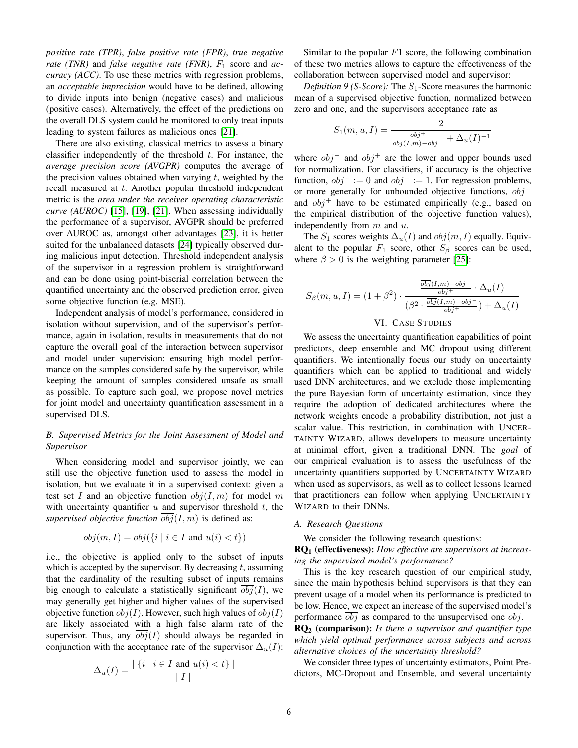*positive rate (TPR)*, *false positive rate (FPR)*, *true negative rate (TNR)* and *false negative rate (FNR)*, $F_1$ score and *accuracy (ACC)*. To use these metrics with regression problems, an *acceptable imprecision* would have to be defined, allowing to divide inputs into benign (negative cases) and malicious (positive cases). Alternatively, the effect of the predictions on the overall DLS system could be monitored to only treat inputs leading to system failures as malicious ones [21].

There are also existing, classical metrics to assess a binary classifier independently of the threshold $t$. For instance, the *average precision score (AVGPR)* computes the average of the precision values obtained when varying $t$, weighted by the recall measured at $t$. Another popular threshold independent metric is the *area under the receiver operating characteristic curve (AUROC)* [15], [19], [21]. When assessing individually the performance of a supervisor, AVGPR should be preferred over AUROC as, amongst other advantages [23], it is better suited for the unbalanced datasets [24] typically observed during malicious input detection. Threshold independent analysis of the supervisor in a regression problem is straightforward and can be done using point-biserial correlation between the quantified uncertainty and the observed prediction error, given some objective function (e.g. MSE).

Independent analysis of model's performance, considered in isolation without supervision, and of the supervisor's performance, again in isolation, results in measurements that do not capture the overall goal of the interaction between supervisor and model under supervision: ensuring high model performance on the samples considered safe by the supervisor, while keeping the amount of samples considered unsafe as small as possible. To capture such goal, we propose novel metrics for joint model and uncertainty quantification assessment in a supervised DLS.

### *B. Supervised Metrics for the Joint Assessment of Model and Supervisor*

When considering model and supervisor jointly, we can still use the objective function used to assess the model in isolation, but we evaluate it in a supervised context: given a test set $I$ and an objective function $obj(I, m)$ for model $m$ with uncertainty quantifier $u$ and supervisor threshold $t$, the *supervised objective function* $\overline{obj}(I, m)$ is defined as:

$$\overline{obj}(m, I) = obj(\{i \mid i \in I \text{ and } u(i) < t\})$$

i.e., the objective is applied only to the subset of inputs which is accepted by the supervisor. By decreasing $t$, assuming that the cardinality of the resulting subset of inputs remains big enough to calculate a statistically significant $\overline{obj}(I)$, we may generally get higher and higher values of the supervised objective function $\overline{obj}(I)$. However, such high values of $\overline{obj}(I)$ are likely associated with a high false alarm rate of the supervisor. Thus, any $\overline{obj}(I)$ should always be regarded in conjunction with the acceptance rate of the supervisor $\Delta_u(I)$:

$$\Delta_u(I) = \frac{\mid \{i \mid i \in I \text{ and } u(i) < t\} \mid}{\mid I \mid}$$

Similar to the popular $F1$ score, the following combination of these two metrics allows to capture the effectiveness of the collaboration between supervised model and supervisor:

*Definition 9 (S-Score):* The $S_1$-Score measures the harmonic mean of a supervised objective function, normalized between zero and one, and the supervisors acceptance rate as

$$S_1(m, u, I) = \frac{2}{\frac{obj^+}{\overline{obj}(I,m) - obj^-} + \Delta_u(I)^{-1}}$$

where $obj^-$ and $obj^+$ are the lower and upper bounds used for normalization. For classifiers, if accuracy is the objective function, $obj^- := 0$ and $obj^+ := 1$. For regression problems, or more generally for unbounded objective functions, $obj^-$ and $obj^+$ have to be estimated empirically (e.g., based on the empirical distribution of the objective function values), independently from $m$ and $u$.

The $S_1$ scores weights $\Delta_u(I)$ and $\overline{obj}(m, I)$ equally. Equivalent to the popular $F_1$ score, other $S_\beta$ scores can be used, where $\beta > 0$ is the weighting parameter [25]:

$$S_\beta(m, u, I) = (1 + \beta^2) \cdot \frac{\frac{\overline{obj}(I,m) - obj^-}{obj^+} \cdot \Delta_u(I)}{(\beta^2 \cdot \frac{\overline{obj}(I,m) - obj^-}{obj^+}) + \Delta_u(I)}$$

## VI. Case Studies

We assess the uncertainty quantification capabilities of point predictors, deep ensemble and MC dropout using different quantifiers. We intentionally focus our study on uncertainty quantifiers which can be applied to traditional and widely used DNN architectures, and we exclude those implementing the pure Bayesian form of uncertainty estimation, since they require the adoption of dedicated architectures where the network weights encode a probability distribution, not just a scalar value. This restriction, in combination with UNCERTAINTY WIZARD, allows developers to measure uncertainty at minimal effort, given a traditional DNN. The *goal* of our empirical evaluation is to assess the usefulness of the uncertainty quantifiers supported by UNCERTAINTY WIZARD when used as supervisors, as well as to collect lessons learned that practitioners can follow when applying UNCERTAINTY WIZARD to their DNNs.

### *A. Research Questions*

We consider the following research questions:

**RQ$_1$ (effectiveness):** *How effective are supervisors at increasing the supervised model's performance?*

This is the key research question of our empirical study, since the main hypothesis behind supervisors is that they can prevent usage of a model when its performance is predicted to be low. Hence, we expect an increase of the supervised model's performance $\overline{obj}$ as compared to the unsupervised one $obj$.

**RQ$_2$ (comparison):** *Is there a supervisor and quantifier type which yield optimal performance across subjects and across alternative choices of the uncertainty threshold?*

We consider three types of uncertainty estimators, Point Predictors, MC-Dropout and Ensemble, and several uncertainty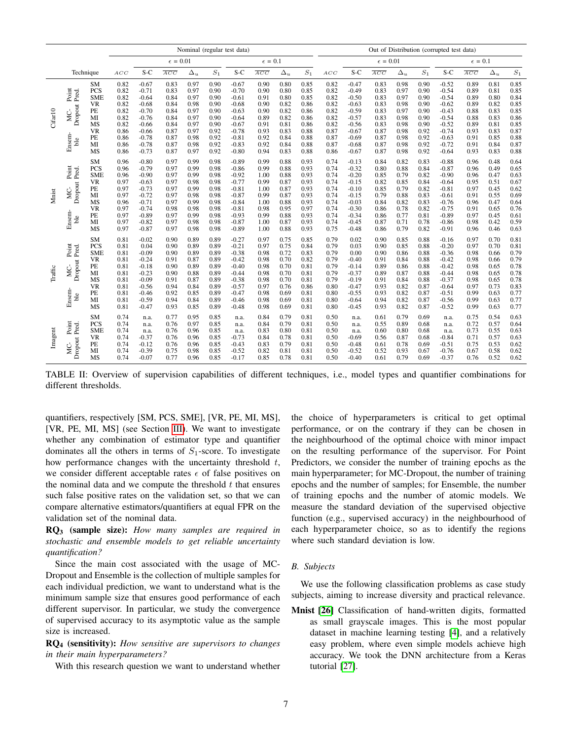| Dataset | Technique | | Nominal (regular test data) | | | | | | | | | | Out of Distribution (corrupted test data) | | | | | | | | | |
|---|---|---|---|---|---|---|---|---|---|---|---|---|---|---|---|---|---|---|---|---|---|---|
| | | | | $\epsilon$ = 0.01 | | | | $\epsilon$ = 0.1 | | | | | | $\epsilon$ = 0.01 | | | | $\epsilon$ = 0.1 | | | | |
| | | | $ACC$ | S-C | $\overline{ACC}$ | $\Delta_u$ | $S_1$ | S-C | $\overline{ACC}$ | $\Delta_u$ | $S_1$ | $ACC$ | S-C | $\overline{ACC}$ | $\Delta_u$ | $S_1$ | S-C | $\overline{ACC}$ | $\Delta_u$ | $S_1$ |
| Cifar10 | Point Pred. | SM | 0.82 | -0.67 | 0.83 | 0.97 | 0.90 | -0.67 | 0.90 | 0.80 | 0.85 | 0.82 | -0.47 | 0.83 | 0.98 | 0.90 | -0.52 | 0.89 | 0.81 | 0.85 |
| | | PCS | 0.82 | -0.71 | 0.83 | 0.97 | 0.90 | -0.70 | 0.90 | 0.80 | 0.85 | 0.82 | -0.49 | 0.83 | 0.97 | 0.90 | -0.54 | 0.89 | 0.81 | 0.85 |
| | | SME | 0.82 | -0.64 | 0.84 | 0.97 | 0.90 | -0.61 | 0.91 | 0.80 | 0.85 | 0.82 | -0.50 | 0.83 | 0.97 | 0.90 | -0.54 | 0.89 | 0.80 | 0.84 |
| | MC-Dropout | VR | 0.82 | -0.68 | 0.84 | 0.98 | 0.90 | -0.68 | 0.90 | 0.82 | 0.86 | 0.82 | -0.63 | 0.83 | 0.98 | 0.90 | -0.62 | 0.89 | 0.82 | 0.85 |
| | | PE | 0.82 | -0.70 | 0.84 | 0.97 | 0.90 | -0.63 | 0.90 | 0.82 | 0.86 | 0.82 | -0.59 | 0.83 | 0.97 | 0.90 | -0.43 | 0.88 | 0.83 | 0.85 |
| | | MI | 0.82 | -0.76 | 0.84 | 0.97 | 0.90 | -0.64 | 0.89 | 0.82 | 0.86 | 0.82 | -0.57 | 0.83 | 0.98 | 0.90 | -0.54 | 0.88 | 0.83 | 0.86 |
| | | MS | 0.82 | -0.66 | 0.84 | 0.97 | 0.90 | -0.67 | 0.91 | 0.81 | 0.86 | 0.82 | -0.56 | 0.83 | 0.98 | 0.90 | -0.52 | 0.89 | 0.81 | 0.85 |
| | Ensemble | VR | 0.86 | -0.66 | 0.87 | 0.97 | 0.92 | -0.78 | 0.93 | 0.83 | 0.88 | 0.87 | -0.67 | 0.87 | 0.98 | 0.92 | -0.74 | 0.93 | 0.83 | 0.87 |
| | | PE | 0.86 | -0.78 | 0.87 | 0.98 | 0.92 | -0.81 | 0.92 | 0.84 | 0.88 | 0.87 | -0.69 | 0.87 | 0.98 | 0.92 | -0.63 | 0.91 | 0.85 | 0.88 |
| | | MI | 0.86 | -0.78 | 0.87 | 0.98 | 0.92 | -0.83 | 0.92 | 0.84 | 0.88 | 0.87 | -0.68 | 0.87 | 0.98 | 0.92 | -0.72 | 0.91 | 0.84 | 0.87 |
| | | MS | 0.86 | -0.73 | 0.87 | 0.97 | 0.92 | -0.80 | 0.94 | 0.83 | 0.88 | 0.86 | -0.67 | 0.87 | 0.98 | 0.92 | -0.64 | 0.93 | 0.83 | 0.88 |
| Mnist | Point Pred. | SM | 0.96 | -0.80 | 0.97 | 0.99 | 0.98 | -0.89 | 0.99 | 0.88 | 0.93 | 0.74 | -0.13 | 0.84 | 0.82 | 0.83 | -0.88 | 0.96 | 0.48 | 0.64 |
| | | PCS | 0.96 | -0.79 | 0.97 | 0.99 | 0.98 | -0.86 | 0.99 | 0.88 | 0.93 | 0.74 | -0.32 | 0.80 | 0.88 | 0.84 | -0.87 | 0.96 | 0.49 | 0.65 |
| | | SME | 0.96 | -0.90 | 0.97 | 0.99 | 0.98 | -0.92 | 1.00 | 0.88 | 0.93 | 0.74 | -0.20 | 0.85 | 0.79 | 0.82 | -0.90 | 0.96 | 0.47 | 0.63 |
| | MC-Dropout | VR | 0.97 | -0.63 | 0.97 | 0.98 | 0.98 | -0.77 | 0.99 | 0.87 | 0.93 | 0.74 | -0.15 | 0.82 | 0.85 | 0.84 | -0.64 | 0.95 | 0.51 | 0.67 |
| | | PE | 0.97 | -0.73 | 0.97 | 0.99 | 0.98 | -0.81 | 1.00 | 0.87 | 0.93 | 0.74 | -0.10 | 0.85 | 0.79 | 0.82 | -0.81 | 0.97 | 0.45 | 0.62 |
| | | MI | 0.97 | -0.72 | 0.97 | 0.98 | 0.98 | -0.87 | 0.99 | 0.87 | 0.93 | 0.74 | -0.15 | 0.79 | 0.88 | 0.83 | -0.61 | 0.91 | 0.55 | 0.69 |
| | | MS | 0.96 | -0.71 | 0.97 | 0.99 | 0.98 | -0.84 | 1.00 | 0.88 | 0.93 | 0.74 | -0.03 | 0.84 | 0.82 | 0.83 | -0.76 | 0.96 | 0.47 | 0.64 |
| | Ensemble | VR | 0.97 | -0.74 | 0.98 | 0.98 | 0.98 | -0.81 | 0.98 | 0.95 | 0.97 | 0.74 | -0.30 | 0.86 | 0.78 | 0.82 | -0.75 | 0.91 | 0.65 | 0.76 |
| | | PE | 0.97 | -0.89 | 0.97 | 0.99 | 0.98 | -0.93 | 0.99 | 0.88 | 0.93 | 0.74 | -0.34 | 0.86 | 0.77 | 0.81 | -0.89 | 0.97 | 0.45 | 0.61 |
| | | MI | 0.97 | -0.82 | 0.97 | 0.98 | 0.98 | -0.87 | 1.00 | 0.87 | 0.93 | 0.74 | -0.45 | 0.87 | 0.71 | 0.78 | -0.86 | 0.98 | 0.42 | 0.59 |
| | | MS | 0.97 | -0.87 | 0.97 | 0.98 | 0.98 | -0.89 | 1.00 | 0.88 | 0.93 | 0.75 | -0.48 | 0.86 | 0.79 | 0.82 | -0.91 | 0.96 | 0.46 | 0.63 |
| Traffic | Point Pred. | SM | 0.81 | -0.02 | 0.90 | 0.89 | 0.89 | -0.27 | 0.97 | 0.75 | 0.85 | 0.79 | 0.02 | 0.90 | 0.85 | 0.88 | -0.16 | 0.97 | 0.70 | 0.81 |
| | | PCS | 0.81 | 0.04 | 0.90 | 0.89 | 0.89 | -0.21 | 0.97 | 0.75 | 0.84 | 0.79 | 0.03 | 0.90 | 0.85 | 0.88 | -0.20 | 0.97 | 0.70 | 0.81 |
| | | SME | 0.81 | -0.09 | 0.90 | 0.89 | 0.89 | -0.38 | 0.98 | 0.72 | 0.83 | 0.79 | 0.00 | 0.90 | 0.86 | 0.88 | -0.36 | 0.98 | 0.66 | 0.79 |
| | MC-Dropout | VR | 0.81 | -0.24 | 0.91 | 0.87 | 0.89 | -0.42 | 0.98 | 0.70 | 0.82 | 0.79 | -0.40 | 0.91 | 0.84 | 0.88 | -0.42 | 0.98 | 0.66 | 0.79 |
| | | PE | 0.81 | -0.18 | 0.90 | 0.89 | 0.89 | -0.40 | 0.98 | 0.70 | 0.81 | 0.79 | -0.14 | 0.89 | 0.86 | 0.88 | -0.42 | 0.98 | 0.65 | 0.78 |
| | | MI | 0.81 | -0.23 | 0.90 | 0.88 | 0.89 | -0.44 | 0.98 | 0.70 | 0.81 | 0.79 | -0.37 | 0.89 | 0.87 | 0.88 | -0.44 | 0.98 | 0.65 | 0.78 |
| | | MS | 0.81 | -0.09 | 0.91 | 0.87 | 0.89 | -0.38 | 0.98 | 0.70 | 0.81 | 0.79 | -0.19 | 0.91 | 0.84 | 0.88 | -0.37 | 0.98 | 0.65 | 0.78 |
| | Ensemble | VR | 0.81 | -0.56 | 0.94 | 0.84 | 0.89 | -0.57 | 0.97 | 0.76 | 0.86 | 0.80 | -0.47 | 0.93 | 0.82 | 0.87 | -0.64 | 0.97 | 0.73 | 0.83 |
| | | PE | 0.81 | -0.46 | 0.92 | 0.85 | 0.89 | -0.47 | 0.98 | 0.69 | 0.81 | 0.80 | -0.55 | 0.93 | 0.82 | 0.87 | -0.51 | 0.99 | 0.63 | 0.77 |
| | | MI | 0.81 | -0.59 | 0.94 | 0.84 | 0.89 | -0.46 | 0.98 | 0.69 | 0.81 | 0.80 | -0.64 | 0.94 | 0.82 | 0.87 | -0.56 | 0.99 | 0.63 | 0.77 |
| | | MS | 0.81 | -0.47 | 0.93 | 0.85 | 0.89 | -0.48 | 0.98 | 0.69 | 0.81 | 0.80 | -0.45 | 0.93 | 0.82 | 0.87 | -0.52 | 0.99 | 0.63 | 0.77 |
| Imagent | Point Pred. | SM | 0.74 | n.a. | 0.77 | 0.95 | 0.85 | n.a. | 0.84 | 0.79 | 0.81 | 0.50 | n.a. | 0.61 | 0.79 | 0.69 | n.a. | 0.75 | 0.54 | 0.63 |
| | | PCS | 0.74 | n.a. | 0.76 | 0.97 | 0.85 | n.a. | 0.84 | 0.79 | 0.81 | 0.50 | n.a. | 0.55 | 0.89 | 0.68 | n.a. | 0.72 | 0.57 | 0.64 |
| | | SME | 0.74 | n.a. | 0.76 | 0.96 | 0.85 | n.a. | 0.83 | 0.80 | 0.81 | 0.50 | n.a. | 0.60 | 0.80 | 0.68 | n.a. | 0.73 | 0.55 | 0.63 |
| | MC-Dropout | VR | 0.74 | -0.37 | 0.76 | 0.96 | 0.85 | -0.73 | 0.84 | 0.78 | 0.81 | 0.50 | -0.69 | 0.56 | 0.87 | 0.68 | -0.84 | 0.71 | 0.57 | 0.63 |
| | | PE | 0.74 | -0.12 | 0.76 | 0.96 | 0.85 | -0.43 | 0.83 | 0.79 | 0.81 | 0.50 | -0.48 | 0.61 | 0.78 | 0.69 | -0.51 | 0.75 | 0.53 | 0.62 |
| | | MI | 0.74 | -0.39 | 0.75 | 0.98 | 0.85 | -0.52 | 0.82 | 0.81 | 0.81 | 0.50 | -0.52 | 0.52 | 0.93 | 0.67 | -0.76 | 0.67 | 0.58 | 0.62 |
| | | MS | 0.74 | -0.07 | 0.77 | 0.96 | 0.85 | -0.17 | 0.85 | 0.78 | 0.81 | 0.50 | -0.40 | 0.61 | 0.79 | 0.69 | -0.37 | 0.76 | 0.52 | 0.62 |

TABLE II: Overview of supervision capabilities of different techniques, i.e., model types and quantifier combinations for different thresholds.

quantifiers, respectively [SM, PCS, SME], [VR, PE, MI, MS], [VR, PE, MI, MS] (see Section III). We want to investigate whether any combination of estimator type and quantifier dominates all the others in terms of $S_1$-score. To investigate how performance changes with the uncertainty threshold $t$, we consider different acceptable rates $\epsilon$ of false positives on the nominal data and we compute the threshold $t$ that ensures such false positive rates on the validation set, so that we can compare alternative estimators/quantifiers at equal FPR on the validation set of the nominal data.

**RQ$_3$ (sample size):** *How many samples are required in stochastic and ensemble models to get reliable uncertainty quantification?*

Since the main cost associated with the usage of MC-Dropout and Ensemble is the collection of multiple samples for each individual prediction, we want to understand what is the minimum sample size that ensures good performance of each different supervisor. In particular, we study the convergence of supervised accuracy to its asymptotic value as the sample size is increased.

**RQ$_4$ (sensitivity):** *How sensitive are supervisors to changes in their main hyperparameters?*

With this research question we want to understand whether the choice of hyperparameters is critical to get optimal performance, or on the contrary if they can be chosen in the neighbourhood of the optimal choice with minor impact on the resulting performance of the supervisor. For Point Predictors, we consider the number of training epochs as the main hyperparameter; for MC-Dropout, the number of training epochs and the number of samples; for Ensemble, the number of training epochs and the number of atomic models. We measure the standard deviation of the supervised objective function (e.g., supervised accuracy) in the neighbourhood of each hyperparameter choice, so as to identify the regions where such standard deviation is low.

### B. Subjects

We use the following classification problems as case study subjects, aiming to increase diversity and practical relevance.

**Mnist** [26] Classification of hand-written digits, formatted as small grayscale images. This is the most popular dataset in machine learning testing [4], and a relatively easy problem, where even simple models achieve high accuracy. We took the DNN architecture from a Keras tutorial [27].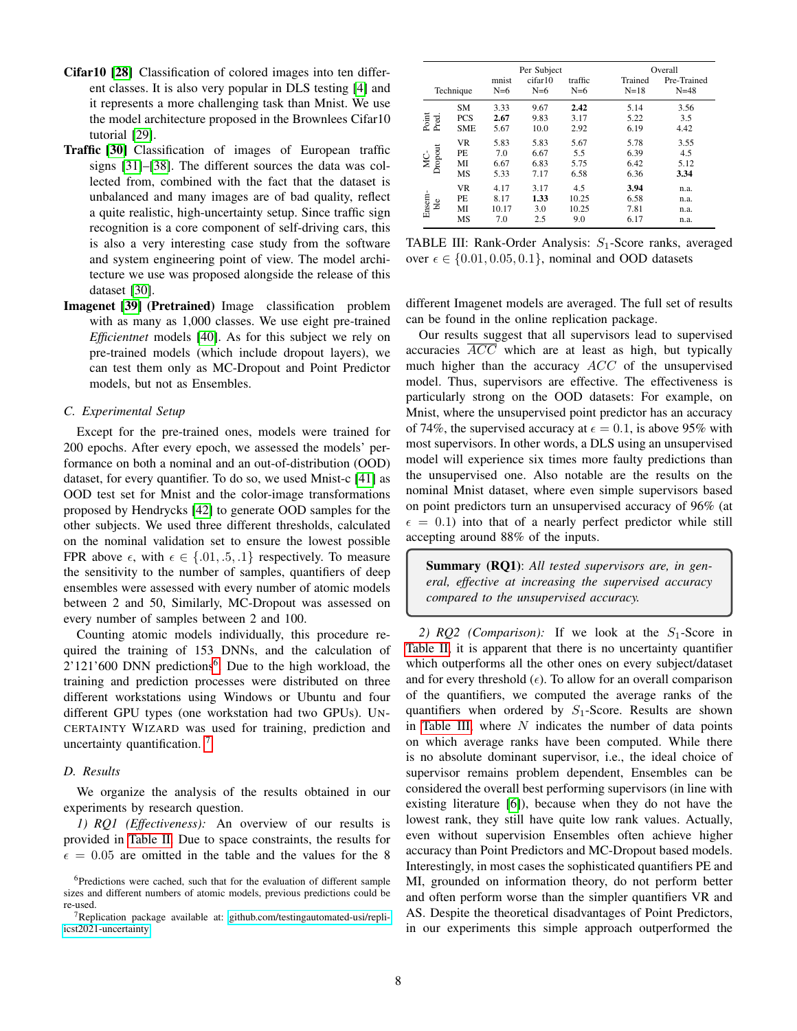- **Cifar10 [28]** Classification of colored images into ten different classes. It is also very popular in DLS testing [4] and it represents a more challenging task than Mnist. We use the model architecture proposed in the Brownlees Cifar10 tutorial [29].
- **Traffic [30]** Classification of images of European traffic signs [31]–[38]. The different sources the data was collected from, combined with the fact that the dataset is unbalanced and many images are of bad quality, reflect a quite realistic, high-uncertainty setup. Since traffic sign recognition is a core component of self-driving cars, this is also a very interesting case study from the software and system engineering point of view. The model architecture we use was proposed alongside the release of this dataset [30].
- **Imagenet [39] (Pretrained)** Image classification problem with as many as 1,000 classes. We use eight pre-trained *Efficientnet* models [40]. As for this subject we rely on pre-trained models (which include dropout layers), we can test them only as MC-Dropout and Point Predictor models, but not as Ensembles.

### C. Experimental Setup

Except for the pre-trained ones, models were trained for 200 epochs. After every epoch, we assessed the models' performance on both a nominal and an out-of-distribution (OOD) dataset, for every quantifier. To do so, we used Mnist-c [41] as OOD test set for Mnist and the color-image transformations proposed by Hendrycks [42] to generate OOD samples for the other subjects. We used three different thresholds, calculated on the nominal validation set to ensure the lowest possible FPR above $\epsilon$, with $\epsilon \in \{.01, .5, .1\}$ respectively. To measure the sensitivity to the number of samples, quantifiers of deep ensembles were assessed with every number of atomic models between 2 and 50, Similarly, MC-Dropout was assessed on every number of samples between 2 and 100.

Counting atomic models individually, this procedure required the training of 153 DNNs, and the calculation of 2'121'600 DNN predictions[6]. Due to the high workload, the training and prediction processes were distributed on three different workstations using Windows or Ubuntu and four different GPU types (one workstation had two GPUs). UNCERTAINTY WIZARD was used for training, prediction and uncertainty quantification. [7]

### D. Results

We organize the analysis of the results obtained in our experiments by research question.

*1) RQ1 (Effectiveness):* An overview of our results is provided in Table II. Due to space constraints, the results for $\epsilon = 0.05$ are omitted in the table and the values for the 8 different Imagenet models are averaged. The full set of results can be found in the online replication package.

[6]Predictions were cached, such that for the evaluation of different sample sizes and different numbers of atomic models, previous predictions could be re-used.

[7]Replication package available at: github.com/testingautomated-usi/repli-icst2021-uncertainty

| | Technique | Per Subject mnist N=6 | cifar10 N=6 | traffic N=6 | Overall Trained N=18 | Pre-Trained N=48 |
|---|---|---|---|---|---|---|
| Point Pred. | SM | 3.33 | 9.67 | **2.42** | 5.14 | 3.56 |
| | PCS | **2.67** | 9.83 | 3.17 | 5.22 | 3.5 |
| | SME | 5.67 | 10.0 | 2.92 | 6.19 | 4.42 |
| MC-Dropout | VR | 5.83 | 5.83 | 5.67 | 5.78 | 3.55 |
| | PE | 7.0 | 6.67 | 5.5 | 6.39 | 4.5 |
| | MI | 6.67 | 6.83 | 5.75 | 6.42 | 5.12 |
| | MS | 5.33 | 7.17 | 6.58 | 6.36 | **3.34** |
| Ensemble | VR | 4.17 | 3.17 | 4.5 | **3.94** | n.a. |
| | PE | 8.17 | **1.33** | 10.25 | 6.58 | n.a. |
| | MI | 10.17 | 3.0 | 10.25 | 7.81 | n.a. |
| | MS | 7.0 | 2.5 | 9.0 | 6.17 | n.a. |

TABLE III: Rank-Order Analysis: $S_1$-Score ranks, averaged over $\epsilon \in \{0.01, 0.05, 0.1\}$, nominal and OOD datasets

Our results suggest that all supervisors lead to supervised accuracies $\overline{ACC}$ which are at least as high, but typically much higher than the accuracy $ACC$ of the unsupervised model. Thus, supervisors are effective. The effectiveness is particularly strong on the OOD datasets: For example, on Mnist, where the unsupervised point predictor has an accuracy of 74%, the supervised accuracy at $\epsilon = 0.1$, is above 95% with most supervisors. In other words, a DLS using an unsupervised model will experience six times more faulty predictions than the unsupervised one. Also notable are the results on the nominal Mnist dataset, where even simple supervisors based on point predictors turn an unsupervised accuracy of 96% (at $\epsilon = 0.1$) into that of a nearly perfect predictor while still accepting around 88% of the inputs.

> **Summary (RQ1)**: *All tested supervisors are, in general, effective at increasing the supervised accuracy compared to the unsupervised accuracy.*

*2) RQ2 (Comparison):* If we look at the $S_1$-Score in Table II, it is apparent that there is no uncertainty quantifier which outperforms all the other ones on every subject/dataset and for every threshold ($\epsilon$). To allow for an overall comparison of the quantifiers, we computed the average ranks of the quantifiers when ordered by $S_1$-Score. Results are shown in Table III, where $N$ indicates the number of data points on which average ranks have been computed. While there is no absolute dominant supervisor, i.e., the ideal choice of supervisor remains problem dependent, Ensembles can be considered the overall best performing supervisors (in line with existing literature [6]), because when they do not have the lowest rank, they still have quite low rank values. Actually, even without supervision Ensembles often achieve higher accuracy than Point Predictors and MC-Dropout based models. Interestingly, in most cases the sophisticated quantifiers PE and MI, grounded on information theory, do not perform better and often perform worse than the simpler quantifiers VR and AS. Despite the theoretical disadvantages of Point Predictors, in our experiments this simple approach outperformed the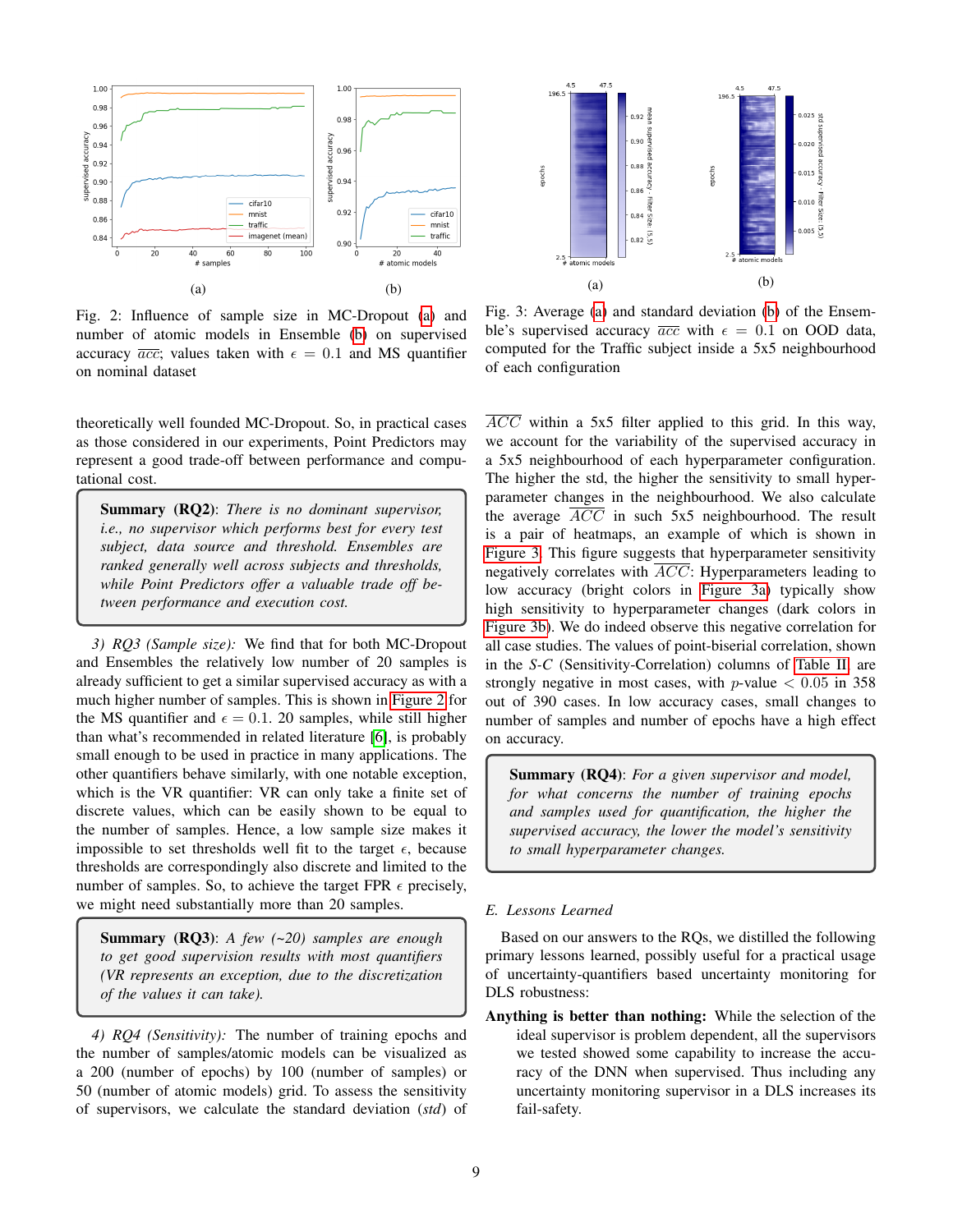Fig. 2: Influence of sample size in MC-Dropout (a) and number of atomic models in Ensemble (b) on supervised accuracy $\overline{acc}$; values taken with $\epsilon = 0.1$ and MS quantifier on nominal dataset

Fig. 3: Average (a) and standard deviation (b) of the Ensemble's supervised accuracy $\overline{acc}$ with $\epsilon = 0.1$ on OOD data, computed for the Traffic subject inside a 5x5 neighbourhood of each configuration

theoretically well founded MC-Dropout. So, in practical cases as those considered in our experiments, Point Predictors may represent a good trade-off between performance and computational cost.

> **Summary (RQ2)**: *There is no dominant supervisor, i.e., no supervisor which performs best for every test subject, data source and threshold. Ensembles are ranked generally well across subjects and thresholds, while Point Predictors offer a valuable trade off between performance and execution cost.*

*3) RQ3 (Sample size):* We find that for both MC-Dropout and Ensembles the relatively low number of 20 samples is already sufficient to get a similar supervised accuracy as with a much higher number of samples. This is shown in Figure 2 for the MS quantifier and $\epsilon = 0.1$. 20 samples, while still higher than what's recommended in related literature [6], is probably small enough to be used in practice in many applications. The other quantifiers behave similarly, with one notable exception, which is the VR quantifier: VR can only take a finite set of discrete values, which can be easily shown to be equal to the number of samples. Hence, a low sample size makes it impossible to set thresholds well fit to the target $\epsilon$, because thresholds are correspondingly also discrete and limited to the number of samples. So, to achieve the target FPR $\epsilon$ precisely, we might need substantially more than 20 samples.

> **Summary (RQ3)**: *A few (~20) samples are enough to get good supervision results with most quantifiers (VR represents an exception, due to the discretization of the values it can take).*

*4) RQ4 (Sensitivity):* The number of training epochs and the number of samples/atomic models can be visualized as a 200 (number of epochs) by 100 (number of samples) or 50 (number of atomic models) grid. To assess the sensitivity of supervisors, we calculate the standard deviation (*std*) of $\overline{ACC}$ within a 5x5 filter applied to this grid. In this way, we account for the variability of the supervised accuracy in a 5x5 neighbourhood of each hyperparameter configuration. The higher the std, the higher the sensitivity to small hyperparameter changes in the neighbourhood. We also calculate the average $\overline{ACC}$ in such 5x5 neighbourhood. The result is a pair of heatmaps, an example of which is shown in Figure 3. This figure suggests that hyperparameter sensitivity negatively correlates with $\overline{ACC}$: Hyperparameters leading to low accuracy (bright colors in Figure 3a) typically show high sensitivity to hyperparameter changes (dark colors in Figure 3b). We do indeed observe this negative correlation for all case studies. The values of point-biserial correlation, shown in the *S-C* (Sensitivity-Correlation) columns of Table II are strongly negative in most cases, with $p$-value $< 0.05$ in 358 out of 390 cases. In low accuracy cases, small changes to number of samples and number of epochs have a high effect on accuracy.

> **Summary (RQ4)**: *For a given supervisor and model, for what concerns the number of training epochs and samples used for quantification, the higher the supervised accuracy, the lower the model's sensitivity to small hyperparameter changes.*

## E. Lessons Learned

Based on our answers to the RQs, we distilled the following primary lessons learned, possibly useful for a practical usage of uncertainty-quantifiers based uncertainty monitoring for DLS robustness:

**Anything is better than nothing:** While the selection of the ideal supervisor is problem dependent, all the supervisors we tested showed some capability to increase the accuracy of the DNN when supervised. Thus including any uncertainty monitoring supervisor in a DLS increases its fail-safety.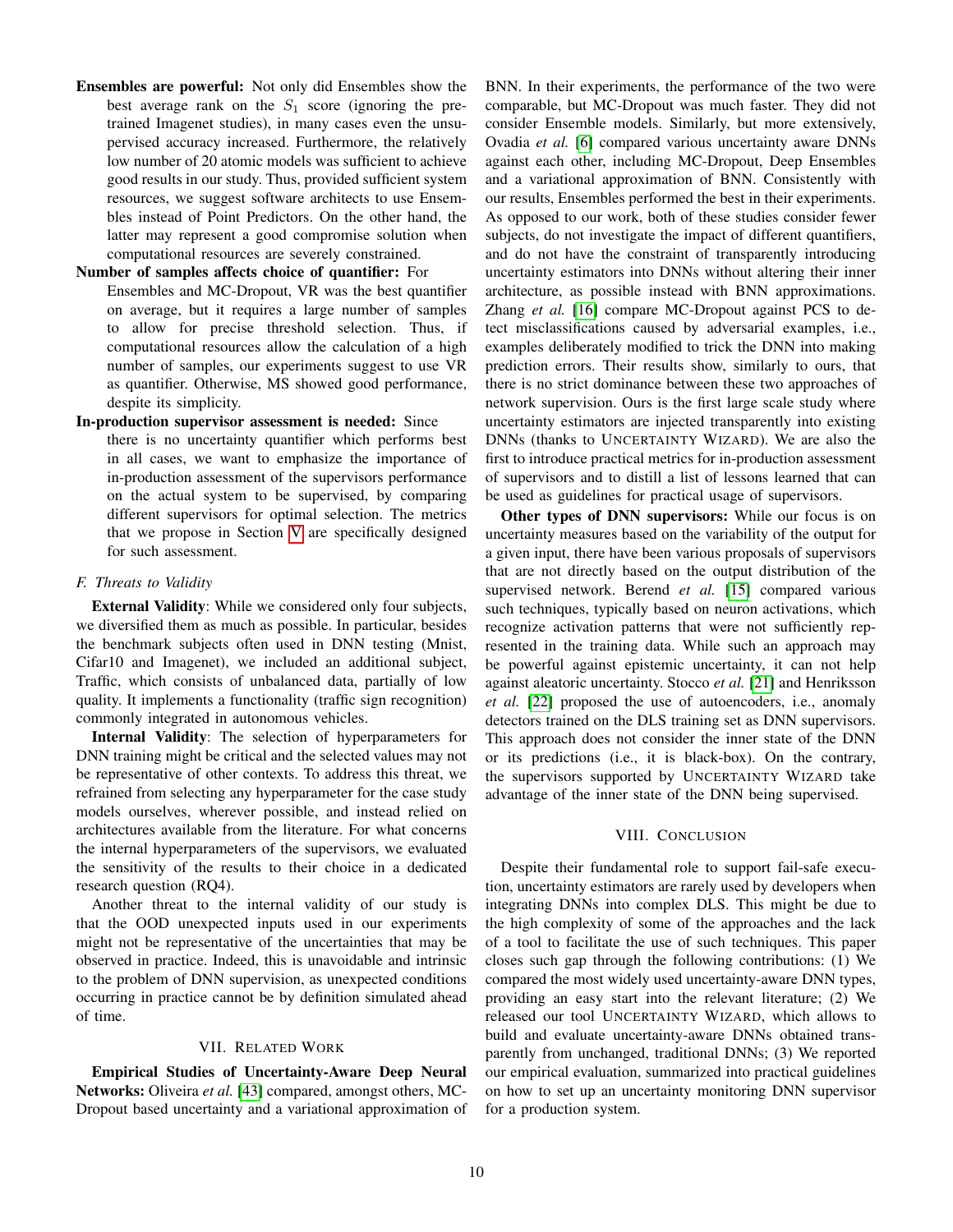**Ensembles are powerful:** Not only did Ensembles show the best average rank on the $S_1$ score (ignoring the pre-trained Imagenet studies), in many cases even the unsupervised accuracy increased. Furthermore, the relatively low number of 20 atomic models was sufficient to achieve good results in our study. Thus, provided sufficient system resources, we suggest software architects to use Ensembles instead of Point Predictors. On the other hand, the latter may represent a good compromise solution when computational resources are severely constrained.

**Number of samples affects choice of quantifier:** For Ensembles and MC-Dropout, VR was the best quantifier on average, but it requires a large number of samples to allow for precise threshold selection. Thus, if computational resources allow the calculation of a high number of samples, our experiments suggest to use VR as quantifier. Otherwise, MS showed good performance, despite its simplicity.

**In-production supervisor assessment is needed:** Since there is no uncertainty quantifier which performs best in all cases, we want to emphasize the importance of in-production assessment of the supervisors performance on the actual system to be supervised, by comparing different supervisors for optimal selection. The metrics that we propose in Section V are specifically designed for such assessment.

### F. Threats to Validity

**External Validity**: While we considered only four subjects, we diversified them as much as possible. In particular, besides the benchmark subjects often used in DNN testing (Mnist, Cifar10 and Imagenet), we included an additional subject, Traffic, which consists of unbalanced data, partially of low quality. It implements a functionality (traffic sign recognition) commonly integrated in autonomous vehicles.

**Internal Validity**: The selection of hyperparameters for DNN training might be critical and the selected values may not be representative of other contexts. To address this threat, we refrained from selecting any hyperparameter for the case study models ourselves, wherever possible, and instead relied on architectures available from the literature. For what concerns the internal hyperparameters of the supervisors, we evaluated the sensitivity of the results to their choice in a dedicated research question (RQ4).

Another threat to the internal validity of our study is that the OOD unexpected inputs used in our experiments might not be representative of the uncertainties that may be observed in practice. Indeed, this is unavoidable and intrinsic to the problem of DNN supervision, as unexpected conditions occurring in practice cannot be by definition simulated ahead of time.

## VII. Related Work

**Empirical Studies of Uncertainty-Aware Deep Neural Networks:** Oliveira *et al.* [43] compared, amongst others, MC-Dropout based uncertainty and a variational approximation of BNN. In their experiments, the performance of the two were comparable, but MC-Dropout was much faster. They did not consider Ensemble models. Similarly, but more extensively, Ovadia *et al.* [6] compared various uncertainty aware DNNs against each other, including MC-Dropout, Deep Ensembles and a variational approximation of BNN. Consistently with our results, Ensembles performed the best in their experiments. As opposed to our work, both of these studies consider fewer subjects, do not investigate the impact of different quantifiers, and do not have the constraint of transparently introducing uncertainty estimators into DNNs without altering their inner architecture, as possible instead with BNN approximations. Zhang *et al.* [16] compare MC-Dropout against PCS to detect misclassifications caused by adversarial examples, i.e., examples deliberately modified to trick the DNN into making prediction errors. Their results show, similarly to ours, that there is no strict dominance between these two approaches of network supervision. Ours is the first large scale study where uncertainty estimators are injected transparently into existing DNNs (thanks to Uncertainty Wizard). We are also the first to introduce practical metrics for in-production assessment of supervisors and to distill a list of lessons learned that can be used as guidelines for practical usage of supervisors.

**Other types of DNN supervisors:** While our focus is on uncertainty measures based on the variability of the output for a given input, there have been various proposals of supervisors that are not directly based on the output distribution of the supervised network. Berend *et al.* [15] compared various such techniques, typically based on neuron activations, which recognize activation patterns that were not sufficiently represented in the training data. While such an approach may be powerful against epistemic uncertainty, it can not help against aleatoric uncertainty. Stocco *et al.* [21] and Henriksson *et al.* [22] proposed the use of autoencoders, i.e., anomaly detectors trained on the DLS training set as DNN supervisors. This approach does not consider the inner state of the DNN or its predictions (i.e., it is black-box). On the contrary, the supervisors supported by Uncertainty Wizard take advantage of the inner state of the DNN being supervised.

## VIII. Conclusion

Despite their fundamental role to support fail-safe execution, uncertainty estimators are rarely used by developers when integrating DNNs into complex DLS. This might be due to the high complexity of some of the approaches and the lack of a tool to facilitate the use of such techniques. This paper closes such gap through the following contributions: (1) We compared the most widely used uncertainty-aware DNN types, providing an easy start into the relevant literature; (2) We released our tool Uncertainty Wizard, which allows to build and evaluate uncertainty-aware DNNs obtained transparently from unchanged, traditional DNNs; (3) We reported our empirical evaluation, summarized into practical guidelines on how to set up an uncertainty monitoring DNN supervisor for a production system.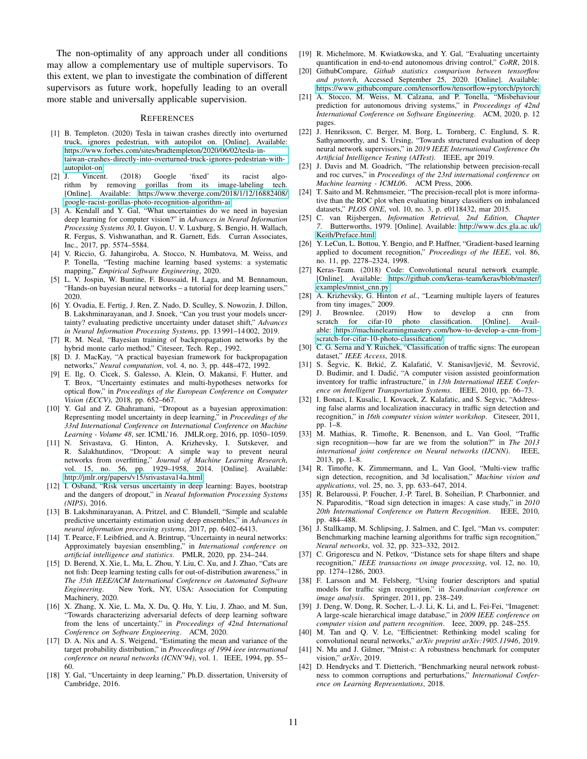The non-optimality of any approach under all conditions may allow a complementary use of multiple supervisors. To this extent, we plan to investigate the combination of different supervisors as future work, hopefully leading to an overall more stable and universally applicable supervision.

## References

[1] B. Templeton. (2020) Tesla in taiwan crashes directly into overturned truck, ignores pedestrian, with autopilot on. [Online]. Available: https://www.forbes.com/sites/bradtempleton/2020/06/02/tesla-in-taiwan-crashes-directly-into-overturned-truck-ignores-pedestrian-with-autopilot-on

[2] J. Vincent. (2018) Google 'fixed' its racist algorithm by removing gorillas from its image-labeling tech. [Online]. Available: https://www.theverge.com/2018/1/12/16882408/google-racist-gorillas-photo-recognition-algorithm-ai

[3] A. Kendall and Y. Gal, "What uncertainties do we need in bayesian deep learning for computer vision?" in *Advances in Neural Information Processing Systems 30*, I. Guyon, U. V. Luxburg, S. Bengio, H. Wallach, R. Fergus, S. Vishwanathan, and R. Garnett, Eds. Curran Associates, Inc., 2017, pp. 5574–5584.

[4] V. Riccio, G. Jahangiroba, A. Stocco, N. Humbatova, M. Weiss, and P. Tonella, "Testing machine learning based systems: a systematic mapping," *Empirical Software Engineering*, 2020.

[5] L. V. Jospin, W. Buntine, F. Boussaid, H. Laga, and M. Bennamoun, "Hands-on bayesian neural networks – a tutorial for deep learning users," 2020.

[6] Y. Ovadia, E. Fertig, J. Ren, Z. Nado, D. Sculley, S. Nowozin, J. Dillon, B. Lakshminarayanan, and J. Snoek, "Can you trust your models uncertainty? evaluating predictive uncertainty under dataset shift," *Advances in Neural Information Processing Systems*, pp. 13 991–14 002, 2019.

[7] R. M. Neal, "Bayesian training of backpropagation networks by the hybrid monte carlo method," Citeseer, Tech. Rep., 1992.

[8] D. J. MacKay, "A practical bayesian framework for backpropagation networks," *Neural computation*, vol. 4, no. 3, pp. 448–472, 1992.

[9] E. Ilg, O. Cicek, S. Galesso, A. Klein, O. Makansi, F. Hutter, and T. Brox, "Uncertainty estimates and multi-hypotheses networks for optical flow," in *Proceedings of the European Conference on Computer Vision (ECCV)*, 2018, pp. 652–667.

[10] Y. Gal and Z. Ghahramani, "Dropout as a bayesian approximation: Representing model uncertainty in deep learning," in *Proceedings of the 33rd International Conference on International Conference on Machine Learning - Volume 48*, ser. ICML'16. JMLR.org, 2016, pp. 1050–1059.

[11] N. Srivastava, G. Hinton, A. Krizhevsky, I. Sutskever, and R. Salakhutdinov, "Dropout: A simple way to prevent neural networks from overfitting," *Journal of Machine Learning Research*, vol. 15, no. 56, pp. 1929–1958, 2014. [Online]. Available: http://jmlr.org/papers/v15/srivastava14a.html

[12] I. Osband, "Risk versus uncertainty in deep learning: Bayes, bootstrap and the dangers of dropout," in *Neural Information Processing Systems (NIPS)*, 2016.

[13] B. Lakshminarayanan, A. Pritzel, and C. Blundell, "Simple and scalable predictive uncertainty estimation using deep ensembles," in *Advances in neural information processing systems*, 2017, pp. 6402–6413.

[14] T. Pearce, F. Leibfried, and A. Brintrup, "Uncertainty in neural networks: Approximately bayesian ensembling," in *International conference on artificial intelligence and statistics*. PMLR, 2020, pp. 234–244.

[15] D. Berend, X. Xie, L. Ma, L. Zhou, Y. Liu, C. Xu, and J. Zhao, "Cats are not fish: Deep learning testing calls for out-of-distribution awareness," in *The 35th IEEE/ACM International Conference on Automated Software Engineering*. New York, NY, USA: Association for Computing Machinery, 2020.

[16] X. Zhang, X. Xie, L. Ma, X. Du, Q. Hu, Y. Liu, J. Zhao, and M. Sun, "Towards characterizing adversarial defects of deep learning software from the lens of uncertainty," in *Proceedings of 42nd International Conference on Software Engineering*. ACM, 2020.

[17] D. A. Nix and A. S. Weigend, "Estimating the mean and variance of the target probability distribution," in *Proceedings of 1994 ieee international conference on neural networks (ICNN'94)*, vol. 1. IEEE, 1994, pp. 55–60.

[18] Y. Gal, "Uncertainty in deep learning," Ph.D. dissertation, University of Cambridge, 2016.

[19] R. Michelmore, M. Kwiatkowska, and Y. Gal, "Evaluating uncertainty quantification in end-to-end autonomous driving control," *CoRR*, 2018.

[20] GithubCompare, *Github statistics comparison between tensorflow and pytorch*, Accessed September 25, 2020. [Online]. Available: https://www.githubcompare.com/tensorflow/tensorflow+pytorch/pytorch

[21] A. Stocco, M. Weiss, M. Calzana, and P. Tonella, "Misbehaviour prediction for autonomous driving systems," in *Proceedings of 42nd International Conference on Software Engineering*. ACM, 2020, p. 12 pages.

[22] J. Henriksson, C. Berger, M. Borg, L. Tornberg, C. Englund, S. R. Sathyamoorthy, and S. Ursing, "Towards structured evaluation of deep neural network supervisors," in *2019 IEEE International Conference On Artificial Intelligence Testing (AITest)*. IEEE, apr 2019.

[23] J. Davis and M. Goadrich, "The relationship between precision-recall and roc curves," in *Proceedings of the 23rd international conference on Machine learning - ICML06*. ACM Press, 2006.

[24] T. Saito and M. Rehmsmeier, "The precision-recall plot is more informative than the ROC plot when evaluating binary classifiers on imbalanced datasets," *PLOS ONE*, vol. 10, no. 3, p. e0118432, mar 2015.

[25] C. van Rijsbergen, *Information Retrieval, 2nd Edition, Chapter 7*. Butterworths, 1979. [Online]. Available: http://www.dcs.gla.ac.uk/Keith/Preface.html

[26] Y. LeCun, L. Bottou, Y. Bengio, and P. Haffner, "Gradient-based learning applied to document recognition," *Proceedings of the IEEE*, vol. 86, no. 11, pp. 2278–2324, 1998.

[27] Keras-Team. (2018) Code: Convolutional neural network example. [Online]. Available: https://github.com/keras-team/keras/blob/master/examples/mnist_cnn.py

[28] A. Krizhevsky, G. Hinton *et al.*, "Learning multiple layers of features from tiny images," 2009.

[29] J. Brownlee. (2019) How to develop a cnn from scratch for cifar-10 photo classification. [Online]. Available: https://machinelearningmastery.com/how-to-develop-a-cnn-from-scratch-for-cifar-10-photo-classification/

[30] C. G. Serna and Y. Ruichek, "Classification of traffic signs: The european dataset," *IEEE Access*, 2018.

[31] S. Šegvic, K. Brkić, Z. Kalafatić, V. Stanisavljević, M. Ševrović, D. Budimir, and I. Dadić, "A computer vision assisted geoinformation inventory for traffic infrastructure," in *13th International IEEE Conference on Intelligent Transportation Systems*. IEEE, 2010, pp. 66–73.

[32] I. Bonaci, I. Kusalic, I. Kovacek, Z. Kalafatic, and S. Segvic, "Addressing false alarms and localization inaccuracy in traffic sign detection and recognition," in *16th computer vision winter workshop*. Citeseer, 2011, pp. 1–8.

[33] M. Mathias, R. Timofte, R. Benenson, and L. Van Gool, "Traffic sign recognition—how far are we from the solution?" in *The 2013 international joint conference on Neural networks (IJCNN)*. IEEE, 2013, pp. 1–8.

[34] R. Timofte, K. Zimmermann, and L. Van Gool, "Multi-view traffic sign detection, recognition, and 3d localisation," *Machine vision and applications*, vol. 25, no. 3, pp. 633–647, 2014.

[35] R. Belaroussi, P. Foucher, J.-P. Tarel, B. Soheilian, P. Charbonnier, and N. Paparoditis, "Road sign detection in images: A case study," in *2010 20th International Conference on Pattern Recognition*. IEEE, 2010, pp. 484–488.

[36] J. Stallkamp, M. Schlipsing, J. Salmen, and C. Igel, "Man vs. computer: Benchmarking machine learning algorithms for traffic sign recognition," *Neural networks*, vol. 32, pp. 323–332, 2012.

[37] C. Grigorescu and N. Petkov, "Distance sets for shape filters and shape recognition," *IEEE transactions on image processing*, vol. 12, no. 10, pp. 1274–1286, 2003.

[38] F. Larsson and M. Felsberg, "Using fourier descriptors and spatial models for traffic sign recognition," in *Scandinavian conference on image analysis*. Springer, 2011, pp. 238–249.

[39] J. Deng, W. Dong, R. Socher, L.-J. Li, K. Li, and L. Fei-Fei, "Imagenet: A large-scale hierarchical image database," in *2009 IEEE conference on computer vision and pattern recognition*. Ieee, 2009, pp. 248–255.

[40] M. Tan and Q. V. Le, "Efficientnet: Rethinking model scaling for convolutional neural networks," *arXiv preprint arXiv:1905.11946*, 2019.

[41] N. Mu and J. Gilmer, "Mnist-c: A robustness benchmark for computer vision," *arXiv*, 2019.

[42] D. Hendrycks and T. Dietterich, "Benchmarking neural network robustness to common corruptions and perturbations," *International Conference on Learning Representations*, 2018.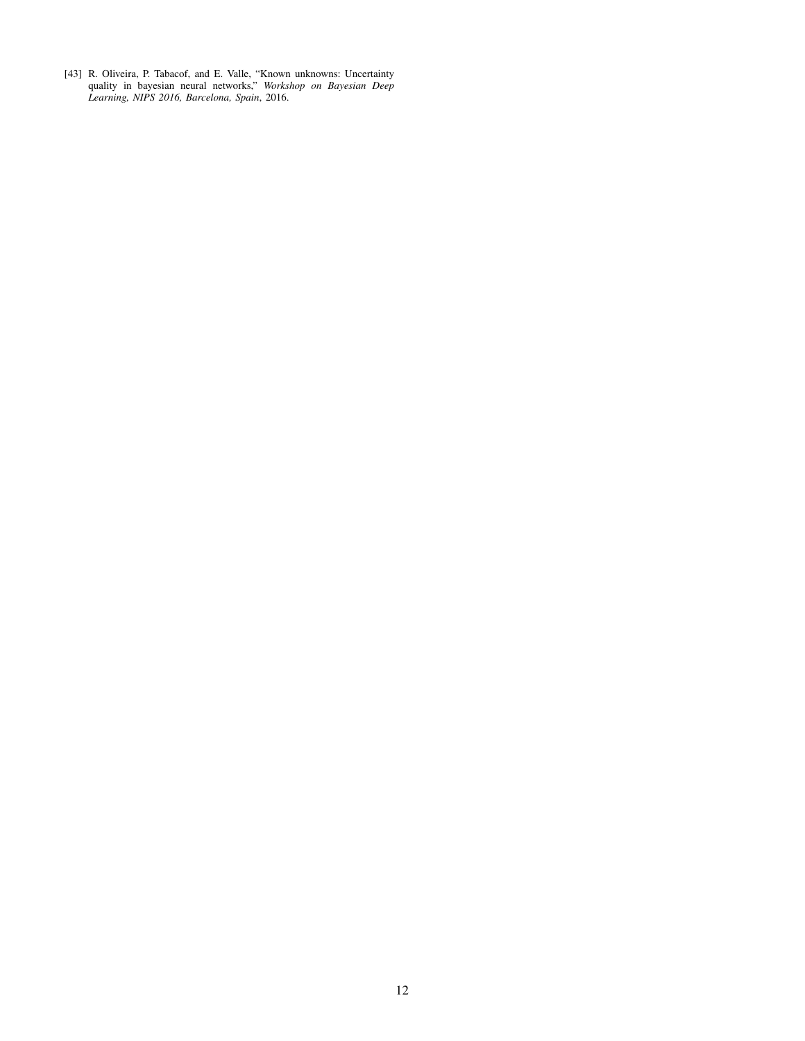[43] R. Oliveira, P. Tabacof, and E. Valle, "Known unknowns: Uncertainty quality in bayesian neural networks," *Workshop on Bayesian Deep Learning, NIPS 2016, Barcelona, Spain*, 2016.